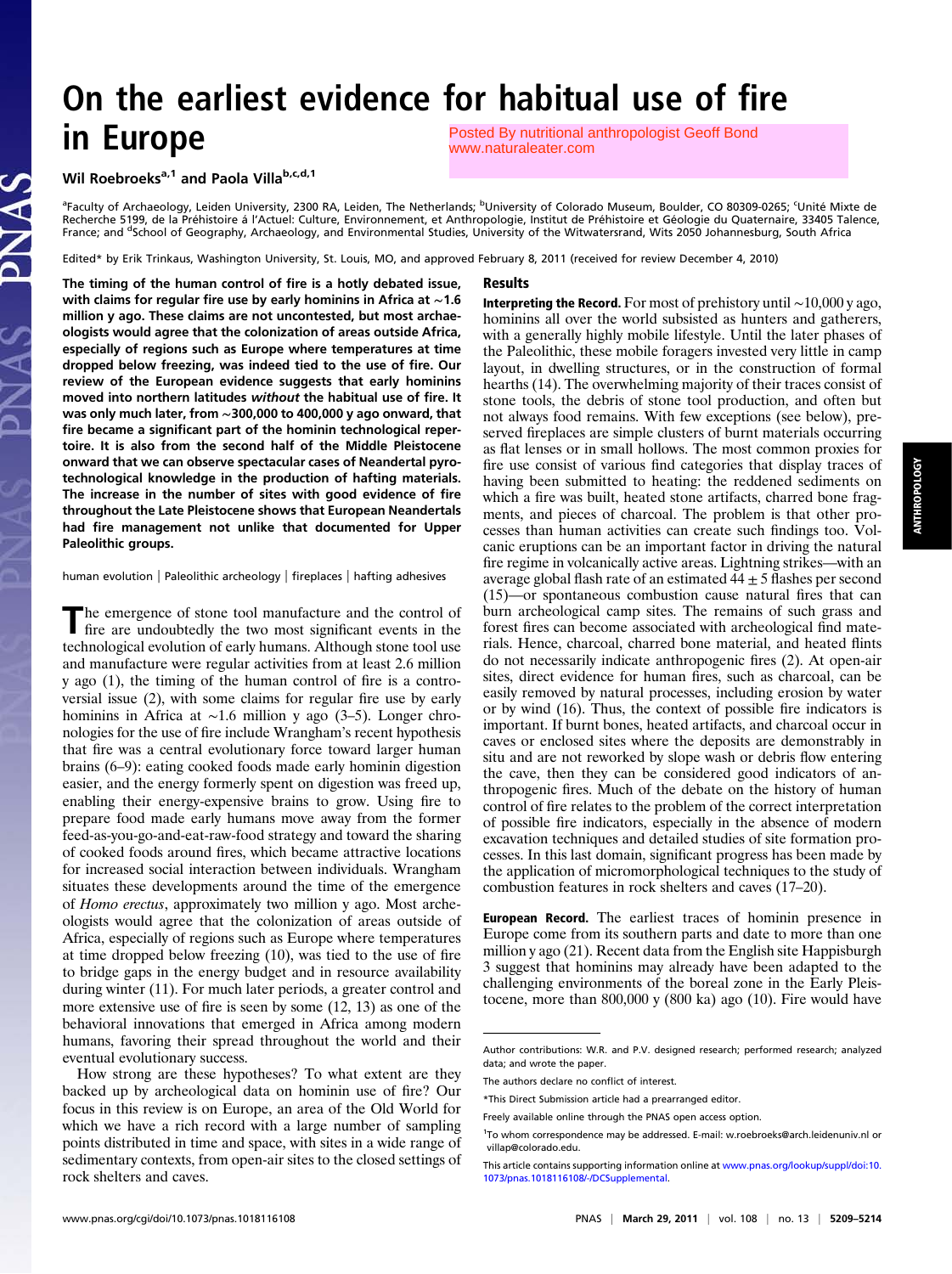# On the earliest evidence for habitual use of fire in Europe

Posted By nutritional anthropologist Geoff Bond www.naturaleater.com

**Wil Roebroeks[a,1] and Paola Villa[b,c,d,1]**

[a]Faculty of Archaeology, Leiden University, 2300 RA, Leiden, The Netherlands; [b]University of Colorado Museum, Boulder, CO 80309-0265; [c]Unité Mixte de Recherche 5199, de la Préhistoire á l'Actuel: Culture, Environnement, et Anthropologie, Institut de Préhistoire et Géologie du Quaternaire, 33405 Talence, France; and [d]School of Geography, Archaeology, and Environmental Studies, University of the Witwatersrand, Wits 2050 Johannesburg, South Africa

Edited* by Erik Trinkaus, Washington University, St. Louis, MO, and approved February 8, 2011 (received for review December 4, 2010)

**The timing of the human control of fire is a hotly debated issue, with claims for regular fire use by early hominins in Africa at ∼1.6 million y ago. These claims are not uncontested, but most archaeologists would agree that the colonization of areas outside Africa, especially of regions such as Europe where temperatures at time dropped below freezing, was indeed tied to the use of fire. Our review of the European evidence suggests that early hominins moved into northern latitudes *without* the habitual use of fire. It was only much later, from ∼300,000 to 400,000 y ago onward, that fire became a significant part of the hominin technological repertoire. It is also from the second half of the Middle Pleistocene onward that we can observe spectacular cases of Neandertal pyrotechnological knowledge in the production of hafting materials. The increase in the number of sites with good evidence of fire throughout the Late Pleistocene shows that European Neandertals had fire management not unlike that documented for Upper Paleolithic groups.**

human evolution | Paleolithic archeology | fireplaces | hafting adhesives

The emergence of stone tool manufacture and the control of fire are undoubtedly the two most significant events in the technological evolution of early humans. Although stone tool use and manufacture were regular activities from at least 2.6 million y ago (1), the timing of the human control of fire is a controversial issue (2), with some claims for regular fire use by early hominins in Africa at ∼1.6 million y ago (3–5). Longer chronologies for the use of fire include Wrangham's recent hypothesis that fire was a central evolutionary force toward larger human brains (6–9): eating cooked foods made early hominin digestion easier, and the energy formerly spent on digestion was freed up, enabling their energy-expensive brains to grow. Using fire to prepare food made early humans move away from the former feed-as-you-go-and-eat-raw-food strategy and toward the sharing of cooked foods around fires, which became attractive locations for increased social interaction between individuals. Wrangham situates these developments around the time of the emergence of *Homo erectus*, approximately two million y ago. Most archeologists would agree that the colonization of areas outside of Africa, especially of regions such as Europe where temperatures at time dropped below freezing (10), was tied to the use of fire to bridge gaps in the energy budget and in resource availability during winter (11). For much later periods, a greater control and more extensive use of fire is seen by some (12, 13) as one of the behavioral innovations that emerged in Africa among modern humans, favoring their spread throughout the world and their eventual evolutionary success.

How strong are these hypotheses? To what extent are they backed up by archeological data on hominin use of fire? Our focus in this review is on Europe, an area of the Old World for which we have a rich record with a large number of sampling points distributed in time and space, with sites in a wide range of sedimentary contexts, from open-air sites to the closed settings of rock shelters and caves.

## Results

**Interpreting the Record.** For most of prehistory until ∼10,000 y ago, hominins all over the world subsisted as hunters and gatherers, with a generally highly mobile lifestyle. Until the later phases of the Paleolithic, these mobile foragers invested very little in camp layout, in dwelling structures, or in the construction of formal hearths (14). The overwhelming majority of their traces consist of stone tools, the debris of stone tool production, and often but not always food remains. With few exceptions (see below), preserved fireplaces are simple clusters of burnt materials occurring as flat lenses or in small hollows. The most common proxies for fire use consist of various find categories that display traces of having been submitted to heating: the reddened sediments on which a fire was built, heated stone artifacts, charred bone fragments, and pieces of charcoal. The problem is that other processes than human activities can create such findings too. Volcanic eruptions can be an important factor in driving the natural fire regime in volcanically active areas. Lightning strikes—with an average global flash rate of an estimated 44 ± 5 flashes per second (15)—or spontaneous combustion cause natural fires that can burn archeological camp sites. The remains of such grass and forest fires can become associated with archeological find materials. Hence, charcoal, charred bone material, and heated flints do not necessarily indicate anthropogenic fires (2). At open-air sites, direct evidence for human fires, such as charcoal, can be easily removed by natural processes, including erosion by water or by wind (16). Thus, the context of possible fire indicators is important. If burnt bones, heated artifacts, and charcoal occur in caves or enclosed sites where the deposits are demonstrably in situ and are not reworked by slope wash or debris flow entering the cave, then they can be considered good indicators of anthropogenic fires. Much of the debate on the history of human control of fire relates to the problem of the correct interpretation of possible fire indicators, especially in the absence of modern excavation techniques and detailed studies of site formation processes. In this last domain, significant progress has been made by the application of micromorphological techniques to the study of combustion features in rock shelters and caves (17–20).

**European Record.** The earliest traces of hominin presence in Europe come from its southern parts and date to more than one million y ago (21). Recent data from the English site Happisburgh 3 suggest that hominins may already have been adapted to the challenging environments of the boreal zone in the Early Pleistocene, more than 800,000 y (800 ka) ago (10). Fire would have

Author contributions: W.R. and P.V. designed research; performed research; analyzed data; and wrote the paper.

The authors declare no conflict of interest.

*This Direct Submission article had a prearranged editor.

Freely available online through the PNAS open access option.

[1]To whom correspondence may be addressed. E-mail: w.roebroeks@arch.leidenuniv.nl or villap@colorado.edu.

This article contains supporting information online at www.pnas.org/lookup/suppl/doi:10.1073/pnas.1018116108/-/DCSupplemental.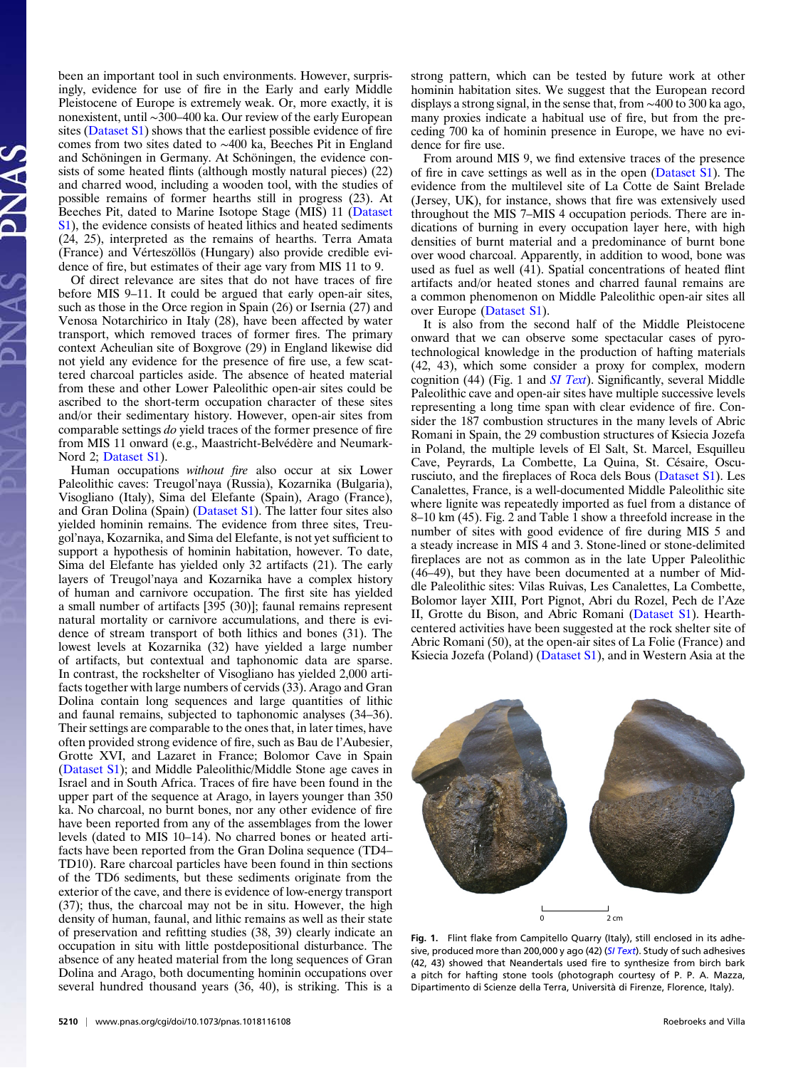been an important tool in such environments. However, surprisingly, evidence for use of fire in the Early and early Middle Pleistocene of Europe is extremely weak. Or, more exactly, it is nonexistent, until ∼300–400 ka. Our review of the early European sites (Dataset S1) shows that the earliest possible evidence of fire comes from two sites dated to ∼400 ka, Beeches Pit in England and Schöningen in Germany. At Schöningen, the evidence consists of some heated flints (although mostly natural pieces) (22) and charred wood, including a wooden tool, with the studies of possible remains of former hearths still in progress (23). At Beeches Pit, dated to Marine Isotope Stage (MIS) 11 (Dataset S1), the evidence consists of heated lithics and heated sediments (24, 25), interpreted as the remains of hearths. Terra Amata (France) and Vértesszöllös (Hungary) also provide credible evidence of fire, but estimates of their age vary from MIS 11 to 9.

Of direct relevance are sites that do not have traces of fire before MIS 9–11. It could be argued that early open-air sites, such as those in the Orce region in Spain (26) or Isernia (27) and Venosa Notarchirico in Italy (28), have been affected by water transport, which removed traces of former fires. The primary context Acheulian site of Boxgrove (29) in England likewise did not yield any evidence for the presence of fire use, a few scattered charcoal particles aside. The absence of heated material from these and other Lower Paleolithic open-air sites could be ascribed to the short-term occupation character of these sites and/or their sedimentary history. However, open-air sites from comparable settings *do* yield traces of the former presence of fire from MIS 11 onward (e.g., Maastricht-Belvédère and Neumark-Nord 2; Dataset S1).

Human occupations *without fire* also occur at six Lower Paleolithic caves: Treugol'naya (Russia), Kozarnika (Bulgaria), Visogliano (Italy), Sima del Elefante (Spain), Arago (France), and Gran Dolina (Spain) (Dataset S1). The latter four sites also yielded hominin remains. The evidence from three sites, Treugol'naya, Kozarnika, and Sima del Elefante, is not yet sufficient to support a hypothesis of hominin habitation, however. To date, Sima del Elefante has yielded only 32 artifacts (21). The early layers of Treugol'naya and Kozarnika have a complex history of human and carnivore occupation. The first site has yielded a small number of artifacts [395 (30)]; faunal remains represent natural mortality or carnivore accumulations, and there is evidence of stream transport of both lithics and bones (31). The lowest levels at Kozarnika (32) have yielded a large number of artifacts, but contextual and taphonomic data are sparse. In contrast, the rockshelter of Visogliano has yielded 2,000 artifacts together with large numbers of cervids (33). Arago and Gran Dolina contain long sequences and large quantities of lithic and faunal remains, subjected to taphonomic analyses (34–36). Their settings are comparable to the ones that, in later times, have often produced strong evidence of fire, such as Bau de l'Aubesier, Grotte XVI, and Lazaret in France; Bolomor Cave in Spain (Dataset S1); and Middle Paleolithic/Middle Stone age caves in Israel and in South Africa. Traces of fire have been found in the upper part of the sequence at Arago, in layers younger than 350 ka. No charcoal, no burnt bones, nor any other evidence of fire have been reported from any of the assemblages from the lower levels (dated to MIS 10–14). No charred bones or heated artifacts have been reported from the Gran Dolina sequence (TD4–TD10). Rare charcoal particles have been found in thin sections of the TD6 sediments, but these sediments originate from the exterior of the cave, and there is evidence of low-energy transport (37); thus, the charcoal may not be in situ. However, the high density of human, faunal, and lithic remains as well as their state of preservation and refitting studies (38, 39) clearly indicate an occupation in situ with little postdepositional disturbance. The absence of any heated material from the long sequences of Gran Dolina and Arago, both documenting hominin occupations over several hundred thousand years (36, 40), is striking. This is a strong pattern, which can be tested by future work at other hominin habitation sites. We suggest that the European record displays a strong signal, in the sense that, from ∼400 to 300 ka ago, many proxies indicate a habitual use of fire, but from the preceding 700 ka of hominin presence in Europe, we have no evidence for fire use.

From around MIS 9, we find extensive traces of the presence of fire in cave settings as well as in the open (Dataset S1). The evidence from the multilevel site of La Cotte de Saint Brelade (Jersey, UK), for instance, shows that fire was extensively used throughout the MIS 7–MIS 4 occupation periods. There are indications of burning in every occupation layer here, with high densities of burnt material and a predominance of burnt bone over wood charcoal. Apparently, in addition to wood, bone was used as fuel as well (41). Spatial concentrations of heated flint artifacts and/or heated stones and charred faunal remains are a common phenomenon on Middle Paleolithic open-air sites all over Europe (Dataset S1).

It is also from the second half of the Middle Pleistocene onward that we can observe some spectacular cases of pyrotechnological knowledge in the production of hafting materials (42, 43), which some consider a proxy for complex, modern cognition (44) (Fig. 1 and *SI Text*). Significantly, several Middle Paleolithic cave and open-air sites have multiple successive levels representing a long time span with clear evidence of fire. Consider the 187 combustion structures in the many levels of Abric Romani in Spain, the 29 combustion structures of Ksiecia Jozefa in Poland, the multiple levels of El Salt, St. Marcel, Esquilleu Cave, Peyrards, La Combette, La Quina, St. Césaire, Oscurusciuto, and the fireplaces of Roca dels Bous (Dataset S1). Les Canalettes, France, is a well-documented Middle Paleolithic site where lignite was repeatedly imported as fuel from a distance of 8–10 km (45). Fig. 2 and Table 1 show a threefold increase in the number of sites with good evidence of fire during MIS 5 and a steady increase in MIS 4 and 3. Stone-lined or stone-delimited fireplaces are not as common as in the late Upper Paleolithic (46–49), but they have been documented at a number of Middle Paleolithic sites: Vilas Ruivas, Les Canalettes, La Combette, Bolomor layer XIII, Port Pignot, Abri du Rozel, Pech de l'Aze II, Grotte du Bison, and Abric Romani (Dataset S1). Hearth-centered activities have been suggested at the rock shelter site of Abric Romani (50), at the open-air sites of La Folie (France) and Ksiecia Jozefa (Poland) (Dataset S1), and in Western Asia at the

**Fig. 1.** Flint flake from Campitello Quarry (Italy), still enclosed in its adhesive, produced more than 200,000 y ago (42) (*SI Text*). Study of such adhesives (42, 43) showed that Neandertals used fire to synthesize from birch bark a pitch for hafting stone tools (photograph courtesy of P. P. A. Mazza, Dipartimento di Scienze della Terra, Università di Firenze, Florence, Italy).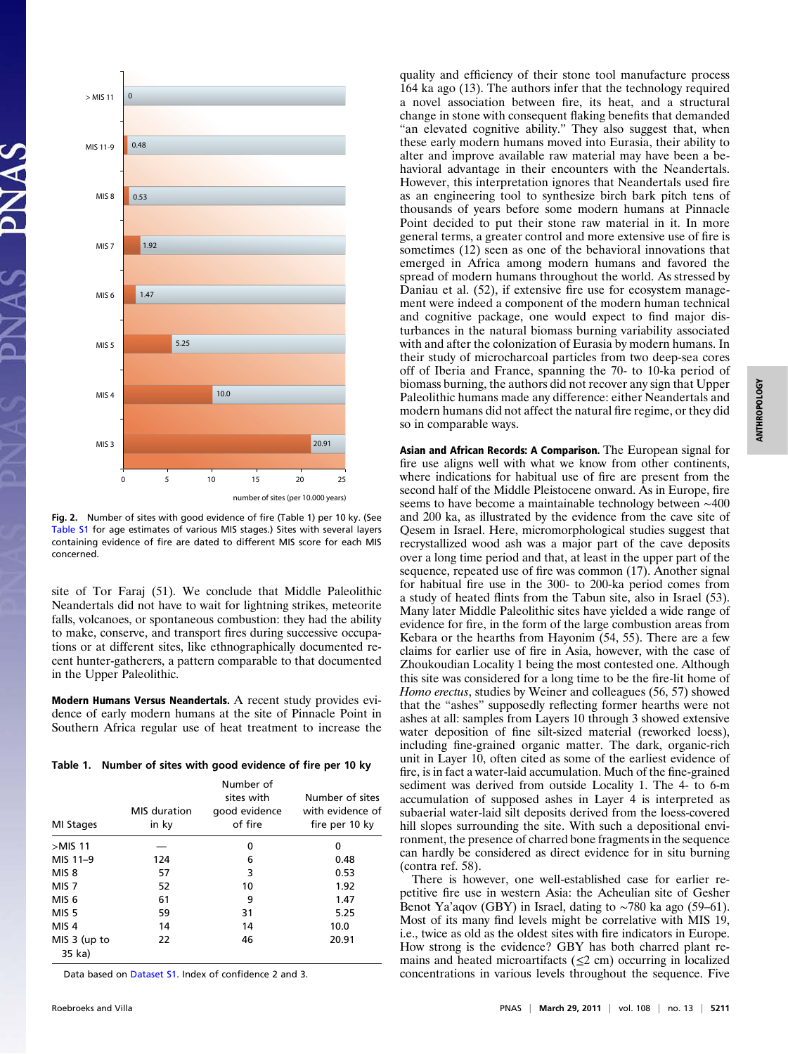Fig. 2. Number of sites with good evidence of fire (Table 1) per 10 ky. (See Table S1 for age estimates of various MIS stages.) Sites with several layers containing evidence of fire are dated to different MIS score for each MIS concerned.

site of Tor Faraj (51). We conclude that Middle Paleolithic Neandertals did not have to wait for lightning strikes, meteorite falls, volcanoes, or spontaneous combustion: they had the ability to make, conserve, and transport fires during successive occupations or at different sites, like ethnographically documented recent hunter-gatherers, a pattern comparable to that documented in the Upper Paleolithic.

**Modern Humans Versus Neandertals.** A recent study provides evidence of early modern humans at the site of Pinnacle Point in Southern Africa regular use of heat treatment to increase the quality and efficiency of their stone tool manufacture process 164 ka ago (13). The authors infer that the technology required a novel association between fire, its heat, and a structural change in stone with consequent flaking benefits that demanded "an elevated cognitive ability." They also suggest that, when these early modern humans moved into Eurasia, their ability to alter and improve available raw material may have been a behavioral advantage in their encounters with the Neandertals. However, this interpretation ignores that Neandertals used fire as an engineering tool to synthesize birch bark pitch tens of thousands of years before some modern humans at Pinnacle Point decided to put their stone raw material in it. In more general terms, a greater control and more extensive use of fire is sometimes (12) seen as one of the behavioral innovations that emerged in Africa among modern humans and favored the spread of modern humans throughout the world. As stressed by Daniau et al. (52), if extensive fire use for ecosystem management were indeed a component of the modern human technical and cognitive package, one would expect to find major disturbances in the natural biomass burning variability associated with and after the colonization of Eurasia by modern humans. In their study of microcharcoal particles from two deep-sea cores off of Iberia and France, spanning the 70- to 10-ka period of biomass burning, the authors did not recover any sign that Upper Paleolithic humans made any difference: either Neandertals and modern humans did not affect the natural fire regime, or they did so in comparable ways.

**Table 1. Number of sites with good evidence of fire per 10 ky**

| MI Stages | MIS duration in ky | Number of sites with good evidence of fire | Number of sites with evidence of fire per 10 ky |
|---|---|---|---|
| >MIS 11 | — | 0 | 0 |
| MIS 11–9 | 124 | 6 | 0.48 |
| MIS 8 | 57 | 3 | 0.53 |
| MIS 7 | 52 | 10 | 1.92 |
| MIS 6 | 61 | 9 | 1.47 |
| MIS 5 | 59 | 31 | 5.25 |
| MIS 4 | 14 | 14 | 10.0 |
| MIS 3 (up to 35 ka) | 22 | 46 | 20.91 |

Data based on Dataset S1. Index of confidence 2 and 3.

**Asian and African Records: A Comparison.** The European signal for fire use aligns well with what we know from other continents, where indications for habitual use of fire are present from the second half of the Middle Pleistocene onward. As in Europe, fire seems to have become a maintainable technology between ∼400 and 200 ka, as illustrated by the evidence from the cave site of Qesem in Israel. Here, micromorphological studies suggest that recrystallized wood ash was a major part of the cave deposits over a long time period and that, at least in the upper part of the sequence, repeated use of fire was common (17). Another signal for habitual fire use in the 300- to 200-ka period comes from a study of heated flints from the Tabun site, also in Israel (53). Many later Middle Paleolithic sites have yielded a wide range of evidence for fire, in the form of the large combustion areas from Kebara or the hearths from Hayonim (54, 55). There are a few claims for earlier use of fire in Asia, however, with the case of Zhoukoudian Locality 1 being the most contested one. Although this site was considered for a long time to be the fire-lit home of *Homo erectus*, studies by Weiner and colleagues (56, 57) showed that the "ashes" supposedly reflecting former hearths were not ashes at all: samples from Layers 10 through 3 showed extensive water deposition of fine silt-sized material (reworked loess), including fine-grained organic matter. The dark, organic-rich unit in Layer 10, often cited as some of the earliest evidence of fire, is in fact a water-laid accumulation. Much of the fine-grained sediment was derived from outside Locality 1. The 4- to 6-m accumulation of supposed ashes in Layer 4 is interpreted as subaerial water-laid silt deposits derived from the loess-covered hill slopes surrounding the site. With such a depositional environment, the presence of charred bone fragments in the sequence can hardly be considered as direct evidence for in situ burning (contra ref. 58).

There is however, one well-established case for earlier repetitive fire use in western Asia: the Acheulian site of Gesher Benot Ya'aqov (GBY) in Israel, dating to ∼780 ka ago (59–61). Most of its many find levels might be correlative with MIS 19, i.e., twice as old as the oldest sites with fire indicators in Europe. How strong is the evidence? GBY has both charred plant remains and heated microartifacts (≤2 cm) occurring in localized concentrations in various levels throughout the sequence. Five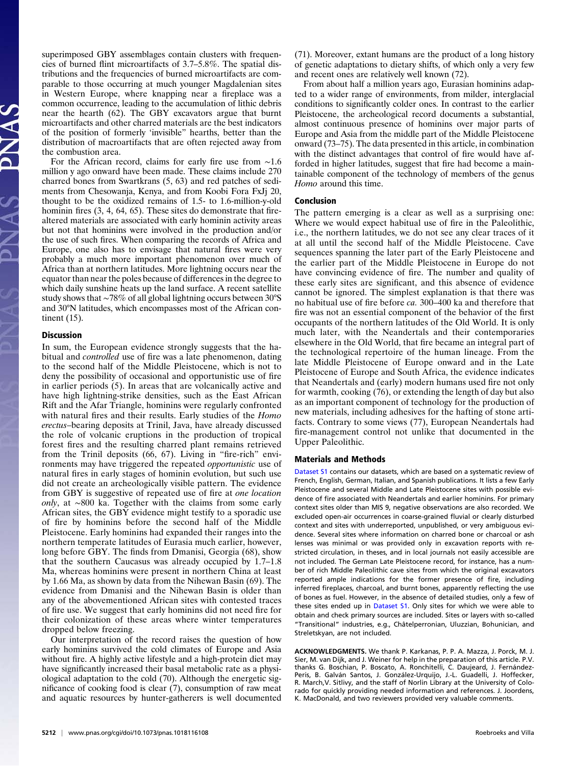superimposed GBY assemblages contain clusters with frequencies of burned flint microartifacts of 3.7–5.8%. The spatial distributions and the frequencies of burned microartifacts are comparable to those occurring at much younger Magdalenian sites in Western Europe, where knapping near a fireplace was a common occurrence, leading to the accumulation of lithic debris near the hearth (62). The GBY excavators argue that burnt microartifacts and other charred materials are the best indicators of the position of formerly 'invisible" hearths, better than the distribution of macroartifacts that are often rejected away from the combustion area.

For the African record, claims for early fire use from ∼1.6 million y ago onward have been made. These claims include 270 charred bones from Swartkrans (5, 63) and red patches of sediments from Chesowanja, Kenya, and from Koobi Fora FxJj 20, thought to be the oxidized remains of 1.5- to 1.6-million-y-old hominin fires (3, 4, 64, 65). These sites do demonstrate that fire-altered materials are associated with early hominin activity areas but not that hominins were involved in the production and/or the use of such fires. When comparing the records of Africa and Europe, one also has to envisage that natural fires were very probably a much more important phenomenon over much of Africa than at northern latitudes. More lightning occurs near the equator than near the poles because of differences in the degree to which daily sunshine heats up the land surface. A recent satellite study shows that ∼78% of all global lightning occurs between 30°S and 30°N latitudes, which encompasses most of the African continent (15).

## Discussion

In sum, the European evidence strongly suggests that the habitual and *controlled* use of fire was a late phenomenon, dating to the second half of the Middle Pleistocene, which is not to deny the possibility of occasional and opportunistic use of fire in earlier periods (5). In areas that are volcanically active and have high lightning-strike densities, such as the East African Rift and the Afar Triangle, hominins were regularly confronted with natural fires and their results. Early studies of the *Homo erectus*–bearing deposits at Trinil, Java, have already discussed the role of volcanic eruptions in the production of tropical forest fires and the resulting charred plant remains retrieved from the Trinil deposits (66, 67). Living in "fire-rich" environments may have triggered the repeated *opportunistic* use of natural fires in early stages of hominin evolution, but such use did not create an archeologically visible pattern. The evidence from GBY is suggestive of repeated use of fire at *one location only*, at ∼800 ka. Together with the claims from some early African sites, the GBY evidence might testify to a sporadic use of fire by hominins before the second half of the Middle Pleistocene. Early hominins had expanded their ranges into the northern temperate latitudes of Eurasia much earlier, however, long before GBY. The finds from Dmanisi, Georgia (68), show that the southern Caucasus was already occupied by 1.7–1.8 Ma, whereas hominins were present in northern China at least by 1.66 Ma, as shown by data from the Nihewan Basin (69). The evidence from Dmanisi and the Nihewan Basin is older than any of the abovementioned African sites with contested traces of fire use. We suggest that early hominins did not need fire for their colonization of these areas where winter temperatures dropped below freezing.

Our interpretation of the record raises the question of how early hominins survived the cold climates of Europe and Asia without fire. A highly active lifestyle and a high-protein diet may have significantly increased their basal metabolic rate as a physiological adaptation to the cold (70). Although the energetic significance of cooking food is clear (7), consumption of raw meat and aquatic resources by hunter-gatherers is well documented (71). Moreover, extant humans are the product of a long history of genetic adaptations to dietary shifts, of which only a very few and recent ones are relatively well known (72).

From about half a million years ago, Eurasian hominins adapted to a wider range of environments, from milder, interglacial conditions to significantly colder ones. In contrast to the earlier Pleistocene, the archeological record documents a substantial, almost continuous presence of hominins over major parts of Europe and Asia from the middle part of the Middle Pleistocene onward (73–75). The data presented in this article, in combination with the distinct advantages that control of fire would have afforded in higher latitudes, suggest that fire had become a maintainable component of the technology of members of the genus *Homo* around this time.

## Conclusion

The pattern emerging is a clear as well as a surprising one: Where we would expect habitual use of fire in the Paleolithic, i.e., the northern latitudes, we do not see any clear traces of it at all until the second half of the Middle Pleistocene. Cave sequences spanning the later part of the Early Pleistocene and the earlier part of the Middle Pleistocene in Europe do not have convincing evidence of fire. The number and quality of these early sites are significant, and this absence of evidence cannot be ignored. The simplest explanation is that there was no habitual use of fire before *ca.* 300–400 ka and therefore that fire was not an essential component of the behavior of the first occupants of the northern latitudes of the Old World. It is only much later, with the Neandertals and their contemporaries elsewhere in the Old World, that fire became an integral part of the technological repertoire of the human lineage. From the late Middle Pleistocene of Europe onward and in the Late Pleistocene of Europe and South Africa, the evidence indicates that Neandertals and (early) modern humans used fire not only for warmth, cooking (76), or extending the length of day but also as an important component of technology for the production of new materials, including adhesives for the hafting of stone artifacts. Contrary to some views (77), European Neandertals had fire-management control not unlike that documented in the Upper Paleolithic.

## Materials and Methods

Dataset S1 contains our datasets, which are based on a systematic review of French, English, German, Italian, and Spanish publications. It lists a few Early Pleistocene and several Middle and Late Pleistocene sites with possible evidence of fire associated with Neandertals and earlier hominins. For primary context sites older than MIS 9, negative observations are also recorded. We excluded open-air occurrences in coarse-grained fluvial or clearly disturbed context and sites with underreported, unpublished, or very ambiguous evidence. Several sites where information on charred bone or charcoal or ash lenses was minimal or was provided only in excavation reports with restricted circulation, in theses, and in local journals not easily accessible are not included. The German Late Pleistocene record, for instance, has a number of rich Middle Paleolithic cave sites from which the original excavators reported ample indications for the former presence of fire, including inferred fireplaces, charcoal, and burnt bones, apparently reflecting the use of bones as fuel. However, in the absence of detailed studies, only a few of these sites ended up in Dataset S1. Only sites for which we were able to obtain and check primary sources are included. Sites or layers with so-called "Transitional" industries, e.g., Châtelperronian, Uluzzian, Bohunician, and Streletskyan, are not included.

**ACKNOWLEDGMENTS.** We thank P. Karkanas, P. P. A. Mazza, J. Porck, M. J. Sier, M. van Dijk, and J. Weiner for help in the preparation of this article. P.V. thanks G. Boschian, P. Boscato, A. Ronchitelli, C. Daujeard, J. Fernández-Peris, B. Galván Santos, J. González-Urquijo, J.-L. Guadelli, J. Hoffecker, R. March, V. Sitlivy, and the staff of Norlin Library at the University of Colorado for quickly providing needed information and references. J. Joordens, K. MacDonald, and two reviewers provided very valuable comments.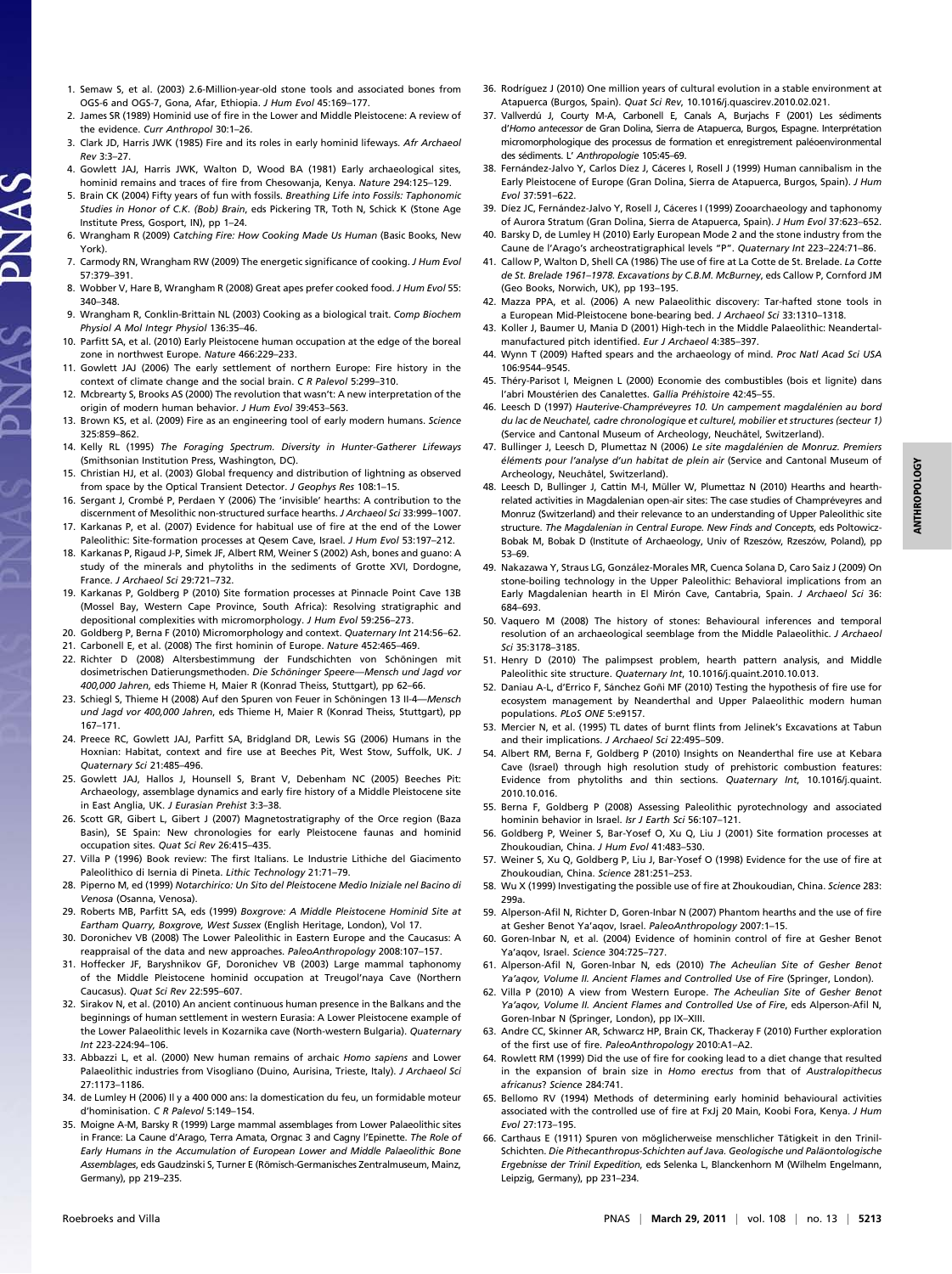1. Semaw S, et al. (2003) 2.6-Million-year-old stone tools and associated bones from OGS-6 and OGS-7, Gona, Afar, Ethiopia. *J Hum Evol* 45:169–177.
2. James SR (1989) Hominid use of fire in the Lower and Middle Pleistocene: A review of the evidence. *Curr Anthropol* 30:1–26.
3. Clark JD, Harris JWK (1985) Fire and its roles in early hominid lifeways. *Afr Archaeol Rev* 3:3–27.
4. Gowlett JAJ, Harris JWK, Walton D, Wood BA (1981) Early archaeological sites, hominid remains and traces of fire from Chesowanja, Kenya. *Nature* 294:125–129.
5. Brain CK (2004) Fifty years of fun with fossils. *Breathing Life into Fossils: Taphonomic Studies in Honor of C.K. (Bob) Brain*, eds Pickering TR, Toth N, Schick K (Stone Age Institute Press, Gosport, IN), pp 1–24.
6. Wrangham R (2009) *Catching Fire: How Cooking Made Us Human* (Basic Books, New York).
7. Carmody RN, Wrangham RW (2009) The energetic significance of cooking. *J Hum Evol* 57:379–391.
8. Wobber V, Hare B, Wrangham R (2008) Great apes prefer cooked food. *J Hum Evol* 55: 340–348.
9. Wrangham R, Conklin-Brittain NL (2003) Cooking as a biological trait. *Comp Biochem Physiol A Mol Integr Physiol* 136:35–46.
10. Parfitt SA, et al. (2010) Early Pleistocene human occupation at the edge of the boreal zone in northwest Europe. *Nature* 466:229–233.
11. Gowlett JAJ (2006) The early settlement of northern Europe: Fire history in the context of climate change and the social brain. *C R Palevol* 5:299–310.
12. Mcbrearty S, Brooks AS (2000) The revolution that wasn't: A new interpretation of the origin of modern human behavior. *J Hum Evol* 39:453–563.
13. Brown KS, et al. (2009) Fire as an engineering tool of early modern humans. *Science* 325:859–862.
14. Kelly RL (1995) *The Foraging Spectrum. Diversity in Hunter-Gatherer Lifeways* (Smithsonian Institution Press, Washington, DC).
15. Christian HJ, et al. (2003) Global frequency and distribution of lightning as observed from space by the Optical Transient Detector. *J Geophys Res* 108:1–15.
16. Sergant J, Crombé P, Perdaen Y (2006) The 'invisible' hearths: A contribution to the discernment of Mesolithic non-structured surface hearths. *J Archaeol Sci* 33:999–1007.
17. Karkanas P, et al. (2007) Evidence for habitual use of fire at the end of the Lower Paleolithic: Site-formation processes at Qesem Cave, Israel. *J Hum Evol* 53:197–212.
18. Karkanas P, Rigaud J-P, Simek JF, Albert RM, Weiner S (2002) Ash, bones and guano: A study of the minerals and phytoliths in the sediments of Grotte XVI, Dordogne, France. *J Archaeol Sci* 29:721–732.
19. Karkanas P, Goldberg P (2010) Site formation processes at Pinnacle Point Cave 13B (Mossel Bay, Western Cape Province, South Africa): Resolving stratigraphic and depositional complexities with micromorphology. *J Hum Evol* 59:256–273.
20. Goldberg P, Berna F (2010) Micromorphology and context. *Quaternary Int* 214:56–62.
21. Carbonell E, et al. (2008) The first hominin of Europe. *Nature* 452:465–469.
22. Richter D (2008) Altersbestimmung der Fundschichten von Schöningen mit dosimetrischen Datierungsmethoden. *Die Schöninger Speere—Mensch und Jagd vor 400,000 Jahren*, eds Thieme H, Maier R (Konrad Theiss, Stuttgart), pp 62–66.
23. Schiegl S, Thieme H (2008) Auf den Spuren von Feuer in Schöningen 13 II-4—*Mensch und Jagd vor 400,000 Jahren*, eds Thieme H, Maier R (Konrad Theiss, Stuttgart), pp 167–171.
24. Preece RC, Gowlett JAJ, Parfitt SA, Bridgland DR, Lewis SG (2006) Humans in the Hoxnian: Habitat, context and fire use at Beeches Pit, West Stow, Suffolk, UK. *J Quaternary Sci* 21:485–496.
25. Gowlett JAJ, Hallos J, Hounsell S, Brant V, Debenham NC (2005) Beeches Pit: Archaeology, assemblage dynamics and early fire history of a Middle Pleistocene site in East Anglia, UK. *J Eurasian Prehist* 3:3–38.
26. Scott GR, Gibert L, Gibert J (2007) Magnetostratigraphy of the Orce region (Baza Basin), SE Spain: New chronologies for early Pleistocene faunas and hominid occupation sites. *Quat Sci Rev* 26:415–435.
27. Villa P (1996) Book review: The first Italians. Le Industrie Lithiche del Giacimento Paleolithico di Isernia di Pineta. *Lithic Technology* 21:71–79.
28. Piperno M, ed (1999) *Notarchirico: Un Sito del Pleistocene Medio Iniziale nel Bacino di Venosa* (Osanna, Venosa).
29. Roberts MB, Parfitt SA, eds (1999) *Boxgrove: A Middle Pleistocene Hominid Site at Eartham Quarry, Boxgrove, West Sussex* (English Heritage, London), Vol 17.
30. Doronichev VB (2008) The Lower Paleolithic in Eastern Europe and the Caucasus: A reappraisal of the data and new approaches. *PaleoAnthropology* 2008:107–157.
31. Hoffecker JF, Baryshnikov GF, Doronichev VB (2003) Large mammal taphonomy of the Middle Pleistocene hominid occupation at Treugol'naya Cave (Northern Caucasus). *Quat Sci Rev* 22:595–607.
32. Sirakov N, et al. (2010) An ancient continuous human presence in the Balkans and the beginnings of human settlement in western Eurasia: A Lower Pleistocene example of the Lower Palaeolithic levels in Kozarnika cave (North-western Bulgaria). *Quaternary Int* 223-224:94–106.
33. Abbazzi L, et al. (2000) New human remains of archaic *Homo sapiens* and Lower Palaeolithic industries from Visogliano (Duino, Aurisina, Trieste, Italy). *J Archaeol Sci* 27:1173–1186.
34. de Lumley H (2006) Il y a 400 000 ans: la domestication du feu, un formidable moteur d'hominisation. *C R Palevol* 5:149–154.
35. Moigne A-M, Barsky R (1999) Large mammal assemblages from Lower Palaeolithic sites in France: La Caune d'Arago, Terra Amata, Orgnac 3 and Cagny l'Epinette. *The Role of Early Humans in the Accumulation of European Lower and Middle Palaeolithic Bone Assemblages*, eds Gaudzinski S, Turner E (Römisch-Germanisches Zentralmuseum, Mainz, Germany), pp 219–235.
36. Rodríguez J (2010) One million years of cultural evolution in a stable environment at Atapuerca (Burgos, Spain). *Quat Sci Rev*, 10.1016/j.quascirev.2010.02.021.
37. Vallverdú J, Courty M-A, Carbonell E, Canals A, Burjachs F (2001) Les sédiments d'*Homo antecessor* de Gran Dolina, Sierra de Atapuerca, Burgos, Espagne. Interprétation micromorphologique des processus de formation et enregistrement paléoenvironmental des sédiments. *L' Anthropologie* 105:45–69.
38. Fernández-Jalvo Y, Carlos Díez J, Cáceres I, Rosell J (1999) Human cannibalism in the Early Pleistocene of Europe (Gran Dolina, Sierra de Atapuerca, Burgos, Spain). *J Hum Evol* 37:591–622.
39. Díez JC, Fernández-Jalvo Y, Rosell J, Cáceres I (1999) Zooarchaeology and taphonomy of Aurora Stratum (Gran Dolina, Sierra de Atapuerca, Spain). *J Hum Evol* 37:623–652.
40. Barsky D, de Lumley H (2010) Early European Mode 2 and the stone industry from the Caune de l'Arago's archeostratigraphical levels "P". *Quaternary Int* 223–224:71–86.
41. Callow P, Walton D, Shell CA (1986) The use of fire at La Cotte de St. Brelade. *La Cotte de St. Brelade 1961–1978. Excavations by C.B.M. McBurney*, eds Callow P, Cornford JM (Geo Books, Norwich, UK), pp 193–195.
42. Mazza PPA, et al. (2006) A new Palaeolithic discovery: Tar-hafted stone tools in a European Mid-Pleistocene bone-bearing bed. *J Archaeol Sci* 33:1310–1318.
43. Koller J, Baumer U, Mania D (2001) High-tech in the Middle Palaeolithic: Neandertal-manufactured pitch identified. *Eur J Archaeol* 4:385–397.
44. Wynn T (2009) Hafted spears and the archaeology of mind. *Proc Natl Acad Sci USA* 106:9544–9545.
45. Théry-Parisot I, Meignen L (2000) Economie des combustibles (bois et lignite) dans l'abri Moustérien des Canalettes. *Gallia Préhistoire* 42:45–55.
46. Leesch D (1997) *Hauterive-Champréveyres 10. Un campement magdalénien au bord du lac de Neuchatel, cadre chronologique et culturel, mobilier et structures (secteur 1)* (Service and Cantonal Museum of Archeology, Neuchâtel, Switzerland).
47. Bullinger J, Leesch D, Plumettaz N (2006) *Le site magdalénien de Monruz. Premiers éléments pour l'analyse d'un habitat de plein air* (Service and Cantonal Museum of Archeology, Neuchâtel, Switzerland).
48. Leesch D, Bullinger J, Cattin M-I, Müller W, Plumettaz N (2010) Hearths and hearth-related activities in Magdalenian open-air sites: The case studies of Champréveyres and Monruz (Switzerland) and their relevance to an understanding of Upper Paleolithic site structure. *The Magdalenian in Central Europe. New Finds and Concepts*, eds Poltowicz-Bobak M, Bobak D (Institute of Archaeology, Univ of Rzeszów, Rzeszów, Poland), pp 53–69.
49. Nakazawa Y, Straus LG, González-Morales MR, Cuenca Solana D, Caro Saiz J (2009) On stone-boiling technology in the Upper Paleolithic: Behavioral implications from an Early Magdalenian hearth in El Mirón Cave, Cantabria, Spain. *J Archaeol Sci* 36: 684–693.
50. Vaquero M (2008) The history of stones: Behavioural inferences and temporal resolution of an archaeological seemblage from the Middle Palaeolithic. *J Archaeol Sci* 35:3178–3185.
51. Henry D (2010) The palimpsest problem, hearth pattern analysis, and Middle Paleolithic site structure. *Quaternary Int*, 10.1016/j.quaint.2010.10.013.
52. Daniau A-L, d'Errico F, Sánchez Goñi MF (2010) Testing the hypothesis of fire use for ecosystem management by Neanderthal and Upper Palaeolithic modern human populations. *PLoS ONE* 5:e9157.
53. Mercier N, et al. (1995) TL dates of burnt flints from Jelinek's Excavations at Tabun and their implications. *J Archaeol Sci* 22:495–509.
54. Albert RM, Berna F, Goldberg P (2010) Insights on Neanderthal fire use at Kebara Cave (Israel) through high resolution study of prehistoric combustion features: Evidence from phytoliths and thin sections. *Quaternary Int*, 10.1016/j.quaint. 2010.10.016.
55. Berna F, Goldberg P (2008) Assessing Paleolithic pyrotechnology and associated hominin behavior in Israel. *Isr J Earth Sci* 56:107–121.
56. Goldberg P, Weiner S, Bar-Yosef O, Xu Q, Liu J (2001) Site formation processes at Zhoukoudian, China. *J Hum Evol* 41:483–530.
57. Weiner S, Xu Q, Goldberg P, Liu J, Bar-Yosef O (1998) Evidence for the use of fire at Zhoukoudian, China. *Science* 281:251–253.
58. Wu X (1999) Investigating the possible use of fire at Zhoukoudian, China. *Science* 283: 299a.
59. Alperson-Afil N, Richter D, Goren-Inbar N (2007) Phantom hearths and the use of fire at Gesher Benot Ya'aqov, Israel. *PaleoAnthropology* 2007:1–15.
60. Goren-Inbar N, et al. (2004) Evidence of hominin control of fire at Gesher Benot Ya'aqov, Israel. *Science* 304:725–727.
61. Alperson-Afil N, Goren-Inbar N, eds (2010) *The Acheulian Site of Gesher Benot Ya'aqov, Volume II. Ancient Flames and Controlled Use of Fire* (Springer, London).
62. Villa P (2010) A view from Western Europe. *The Acheulian Site of Gesher Benot Ya'aqov, Volume II. Ancient Flames and Controlled Use of Fire*, eds Alperson-Afil N, Goren-Inbar N (Springer, London), pp IX–XIII.
63. Andre CC, Skinner AR, Schwarcz HP, Brain CK, Thackeray F (2010) Further exploration of the first use of fire. *PaleoAnthropology* 2010:A1–A2.
64. Rowlett RM (1999) Did the use of fire for cooking lead to a diet change that resulted in the expansion of brain size in *Homo erectus* from that of *Australopithecus africanus*? *Science* 284:741.
65. Bellomo RV (1994) Methods of determining early hominid behavioural activities associated with the controlled use of fire at FxJj 20 Main, Koobi Fora, Kenya. *J Hum Evol* 27:173–195.
66. Carthaus E (1911) Spuren von möglicherweise menschlicher Tätigkeit in den Trinil-Schichten. *Die Pithecanthropus-Schichten auf Java. Geologische und Paläontologische Ergebnisse der Trinil Expedition*, eds Selenka L, Blanckenhorn M (Wilhelm Engelmann, Leipzig, Germany), pp 231–234.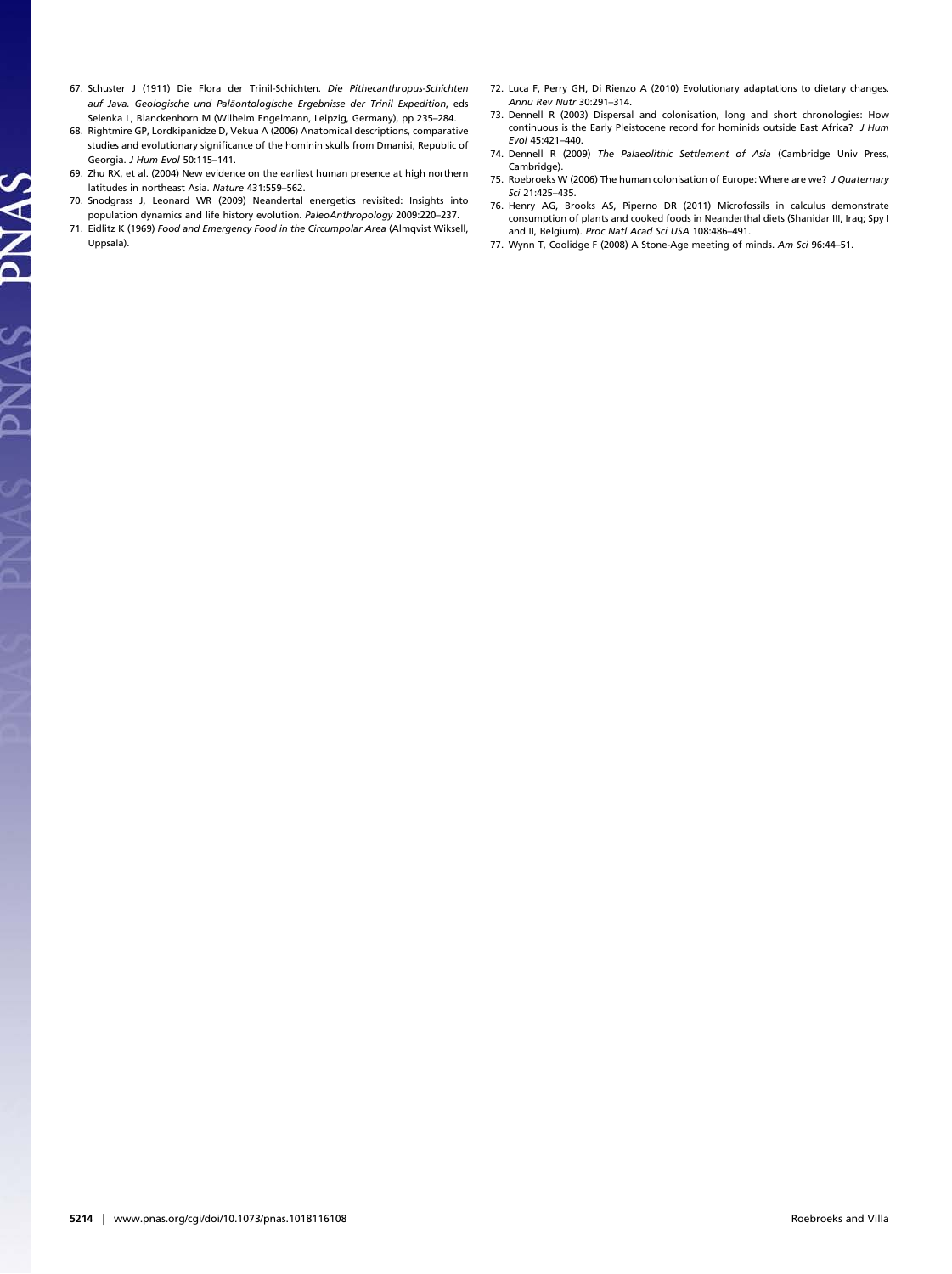67. Schuster J (1911) Die Flora der Trinil-Schichten. *Die Pithecanthropus-Schichten auf Java. Geologische und Paläontologische Ergebnisse der Trinil Expedition*, eds Selenka L, Blanckenhorn M (Wilhelm Engelmann, Leipzig, Germany), pp 235–284.
68. Rightmire GP, Lordkipanidze D, Vekua A (2006) Anatomical descriptions, comparative studies and evolutionary significance of the hominin skulls from Dmanisi, Republic of Georgia. *J Hum Evol* 50:115–141.
69. Zhu RX, et al. (2004) New evidence on the earliest human presence at high northern latitudes in northeast Asia. *Nature* 431:559–562.
70. Snodgrass J, Leonard WR (2009) Neandertal energetics revisited: Insights into population dynamics and life history evolution. *PaleoAnthropology* 2009:220–237.
71. Eidlitz K (1969) *Food and Emergency Food in the Circumpolar Area* (Almqvist Wiksell, Uppsala).
72. Luca F, Perry GH, Di Rienzo A (2010) Evolutionary adaptations to dietary changes. *Annu Rev Nutr* 30:291–314.
73. Dennell R (2003) Dispersal and colonisation, long and short chronologies: How continuous is the Early Pleistocene record for hominids outside East Africa? *J Hum Evol* 45:421–440.
74. Dennell R (2009) *The Palaeolithic Settlement of Asia* (Cambridge Univ Press, Cambridge).
75. Roebroeks W (2006) The human colonisation of Europe: Where are we? *J Quaternary Sci* 21:425–435.
76. Henry AG, Brooks AS, Piperno DR (2011) Microfossils in calculus demonstrate consumption of plants and cooked foods in Neanderthal diets (Shanidar III, Iraq; Spy I and II, Belgium). *Proc Natl Acad Sci USA* 108:486–491.
77. Wynn T, Coolidge F (2008) A Stone-Age meeting of minds. *Am Sci* 96:44–51.